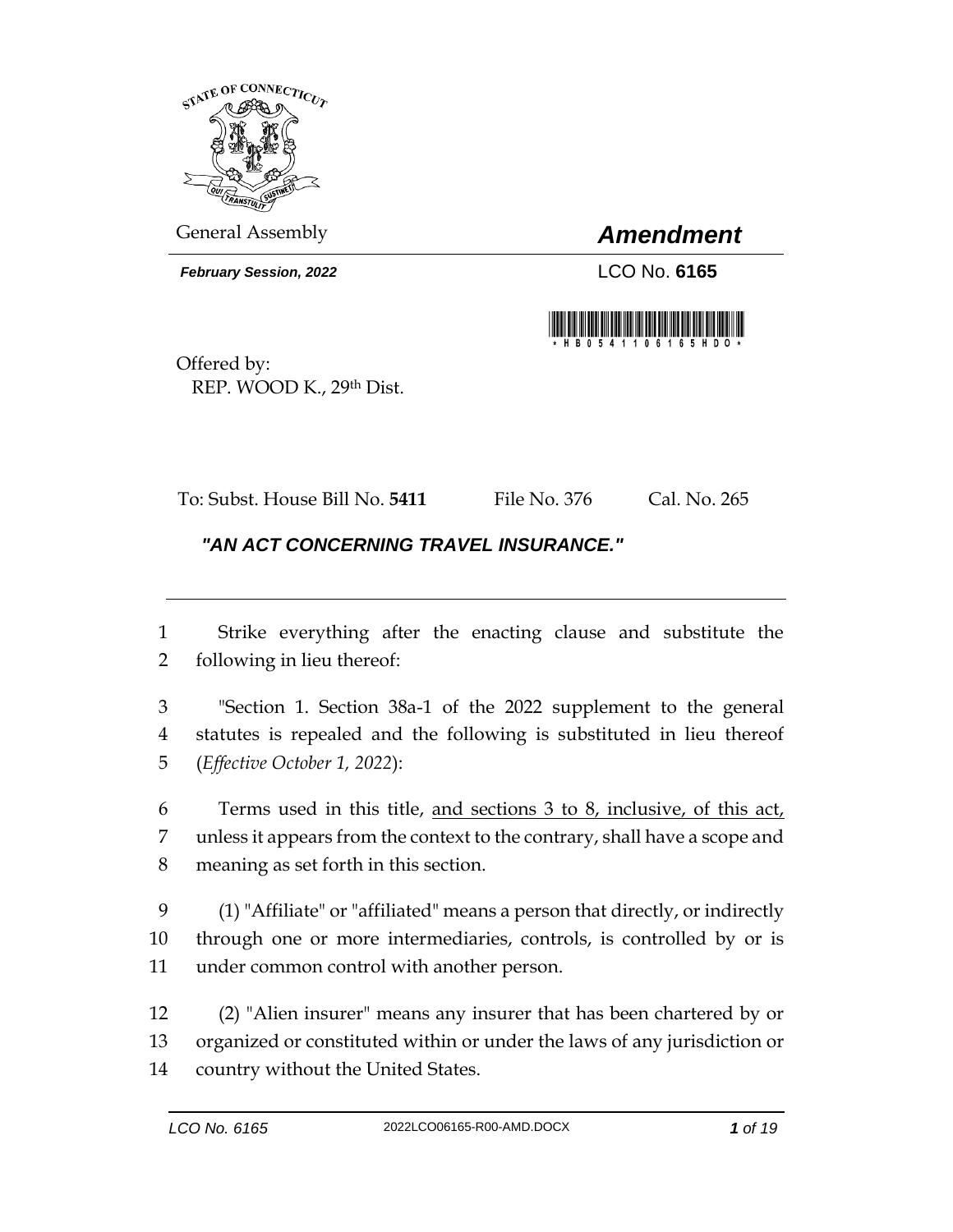General Assembly

# *Amendment*

***February Session, 2022***

LCO No. **6165**

\*HB05411106165HDO\*

Offered by:
REP. WOOD K., 29th Dist.

To: Subst. House Bill No. **5411** File No. 376 Cal. No. 265

## *"AN ACT CONCERNING TRAVEL INSURANCE."*

---

1 Strike everything after the enacting clause and substitute the
2 following in lieu thereof:

3 "Section 1. Section 38a-1 of the 2022 supplement to the general
4 statutes is repealed and the following is substituted in lieu thereof
5 (*Effective October 1, 2022*):

6 Terms used in this title, <u>and sections 3 to 8, inclusive, of this act,</u>
7 unless it appears from the context to the contrary, shall have a scope and
8 meaning as set forth in this section.

9 (1) "Affiliate" or "affiliated" means a person that directly, or indirectly
10 through one or more intermediaries, controls, is controlled by or is
11 under common control with another person.

12 (2) "Alien insurer" means any insurer that has been chartered by or
13 organized or constituted within or under the laws of any jurisdiction or
14 country without the United States.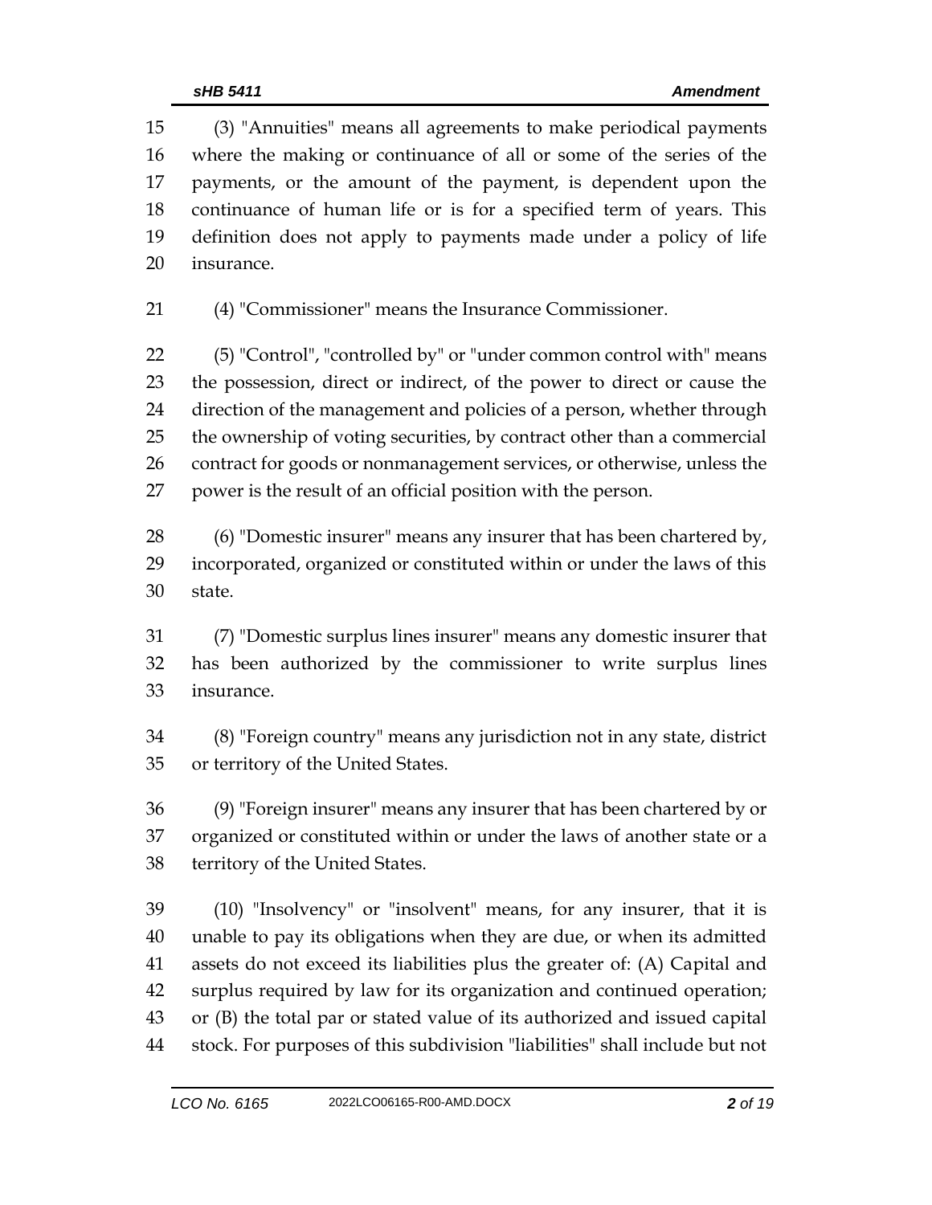(3) "Annuities" means all agreements to make periodical payments where the making or continuance of all or some of the series of the payments, or the amount of the payment, is dependent upon the continuance of human life or is for a specified term of years. This definition does not apply to payments made under a policy of life insurance.

(4) "Commissioner" means the Insurance Commissioner.

(5) "Control", "controlled by" or "under common control with" means the possession, direct or indirect, of the power to direct or cause the direction of the management and policies of a person, whether through the ownership of voting securities, by contract other than a commercial contract for goods or nonmanagement services, or otherwise, unless the power is the result of an official position with the person.

(6) "Domestic insurer" means any insurer that has been chartered by, incorporated, organized or constituted within or under the laws of this state.

(7) "Domestic surplus lines insurer" means any domestic insurer that has been authorized by the commissioner to write surplus lines insurance.

(8) "Foreign country" means any jurisdiction not in any state, district or territory of the United States.

(9) "Foreign insurer" means any insurer that has been chartered by or organized or constituted within or under the laws of another state or a territory of the United States.

(10) "Insolvency" or "insolvent" means, for any insurer, that it is unable to pay its obligations when they are due, or when its admitted assets do not exceed its liabilities plus the greater of: (A) Capital and surplus required by law for its organization and continued operation; or (B) the total par or stated value of its authorized and issued capital stock. For purposes of this subdivision "liabilities" shall include but not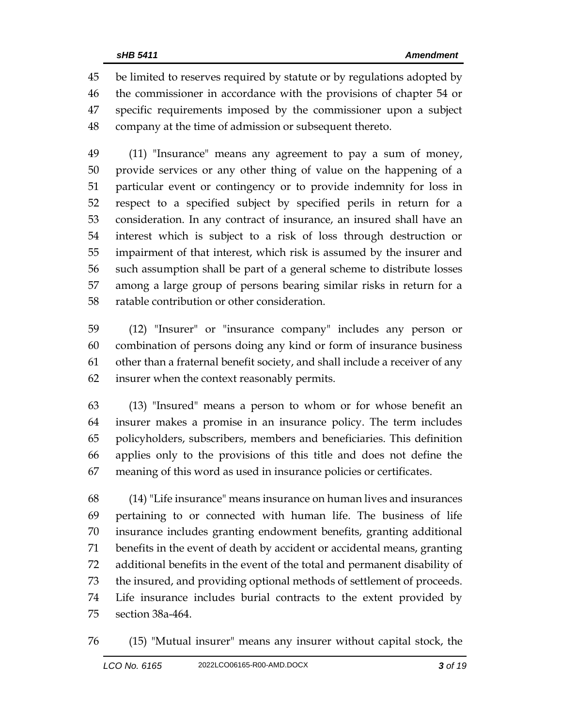be limited to reserves required by statute or by regulations adopted by the commissioner in accordance with the provisions of chapter 54 or specific requirements imposed by the commissioner upon a subject company at the time of admission or subsequent thereto.

(11) "Insurance" means any agreement to pay a sum of money, provide services or any other thing of value on the happening of a particular event or contingency or to provide indemnity for loss in respect to a specified subject by specified perils in return for a consideration. In any contract of insurance, an insured shall have an interest which is subject to a risk of loss through destruction or impairment of that interest, which risk is assumed by the insurer and such assumption shall be part of a general scheme to distribute losses among a large group of persons bearing similar risks in return for a ratable contribution or other consideration.

(12) "Insurer" or "insurance company" includes any person or combination of persons doing any kind or form of insurance business other than a fraternal benefit society, and shall include a receiver of any insurer when the context reasonably permits.

(13) "Insured" means a person to whom or for whose benefit an insurer makes a promise in an insurance policy. The term includes policyholders, subscribers, members and beneficiaries. This definition applies only to the provisions of this title and does not define the meaning of this word as used in insurance policies or certificates.

(14) "Life insurance" means insurance on human lives and insurances pertaining to or connected with human life. The business of life insurance includes granting endowment benefits, granting additional benefits in the event of death by accident or accidental means, granting additional benefits in the event of the total and permanent disability of the insured, and providing optional methods of settlement of proceeds. Life insurance includes burial contracts to the extent provided by section 38a-464.

(15) "Mutual insurer" means any insurer without capital stock, the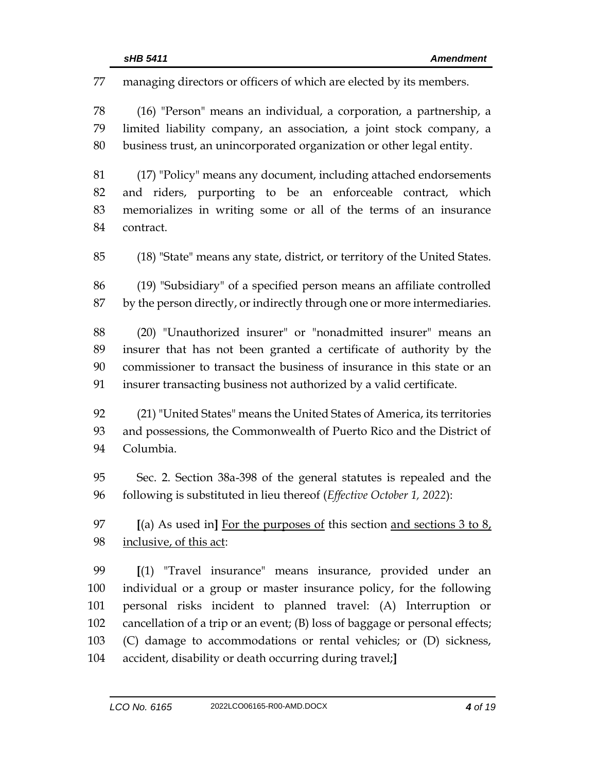managing directors or officers of which are elected by its members.

(16) "Person" means an individual, a corporation, a partnership, a limited liability company, an association, a joint stock company, a business trust, an unincorporated organization or other legal entity.

(17) "Policy" means any document, including attached endorsements and riders, purporting to be an enforceable contract, which memorializes in writing some or all of the terms of an insurance contract.

(18) "State" means any state, district, or territory of the United States.

(19) "Subsidiary" of a specified person means an affiliate controlled by the person directly, or indirectly through one or more intermediaries.

(20) "Unauthorized insurer" or "nonadmitted insurer" means an insurer that has not been granted a certificate of authority by the commissioner to transact the business of insurance in this state or an insurer transacting business not authorized by a valid certificate.

(21) "United States" means the United States of America, its territories and possessions, the Commonwealth of Puerto Rico and the District of Columbia.

Sec. 2. Section 38a-398 of the general statutes is repealed and the following is substituted in lieu thereof (*Effective October 1, 2022*):

**[**(a) As used in**]** <u>For the purposes of</u> this section <u>and sections 3 to 8, inclusive, of this act</u>:

**[**(1) "Travel insurance" means insurance, provided under an individual or a group or master insurance policy, for the following personal risks incident to planned travel: (A) Interruption or cancellation of a trip or an event; (B) loss of baggage or personal effects; (C) damage to accommodations or rental vehicles; or (D) sickness, accident, disability or death occurring during travel;**]**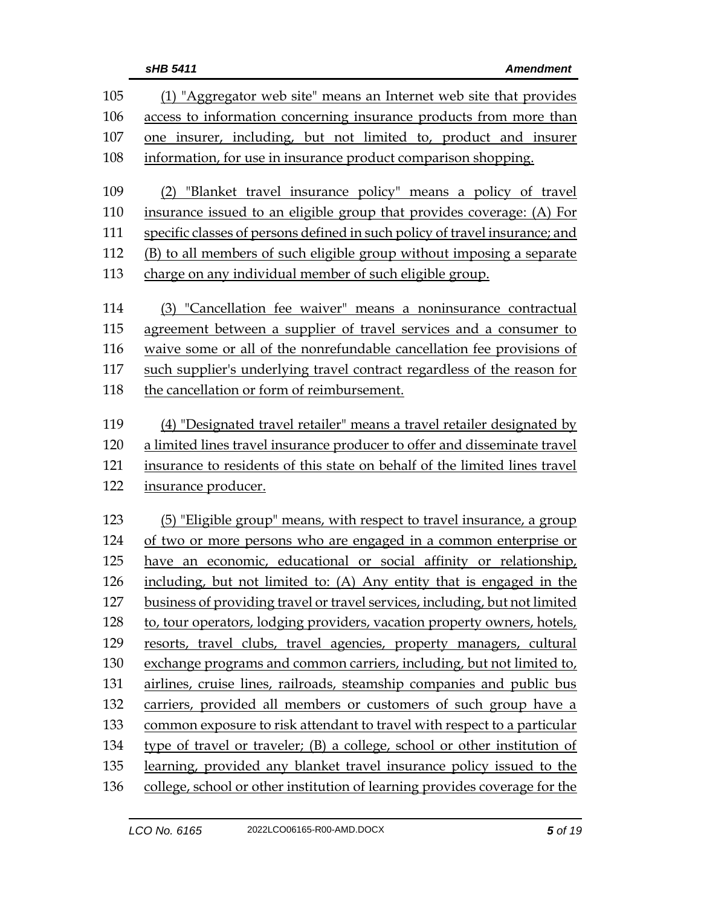105 (1) "Aggregator web site" means an Internet web site that provides
106 access to information concerning insurance products from more than
107 one insurer, including, but not limited to, product and insurer
108 information, for use in insurance product comparison shopping.

109 (2) "Blanket travel insurance policy" means a policy of travel
110 insurance issued to an eligible group that provides coverage: (A) For
111 specific classes of persons defined in such policy of travel insurance; and
112 (B) to all members of such eligible group without imposing a separate
113 charge on any individual member of such eligible group.

114 (3) "Cancellation fee waiver" means a noninsurance contractual
115 agreement between a supplier of travel services and a consumer to
116 waive some or all of the nonrefundable cancellation fee provisions of
117 such supplier's underlying travel contract regardless of the reason for
118 the cancellation or form of reimbursement.

119 (4) "Designated travel retailer" means a travel retailer designated by
120 a limited lines travel insurance producer to offer and disseminate travel
121 insurance to residents of this state on behalf of the limited lines travel
122 insurance producer.

123 (5) "Eligible group" means, with respect to travel insurance, a group
124 of two or more persons who are engaged in a common enterprise or
125 have an economic, educational or social affinity or relationship,
126 including, but not limited to: (A) Any entity that is engaged in the
127 business of providing travel or travel services, including, but not limited
128 to, tour operators, lodging providers, vacation property owners, hotels,
129 resorts, travel clubs, travel agencies, property managers, cultural
130 exchange programs and common carriers, including, but not limited to,
131 airlines, cruise lines, railroads, steamship companies and public bus
132 carriers, provided all members or customers of such group have a
133 common exposure to risk attendant to travel with respect to a particular
134 type of travel or traveler; (B) a college, school or other institution of
135 learning, provided any blanket travel insurance policy issued to the
136 college, school or other institution of learning provides coverage for the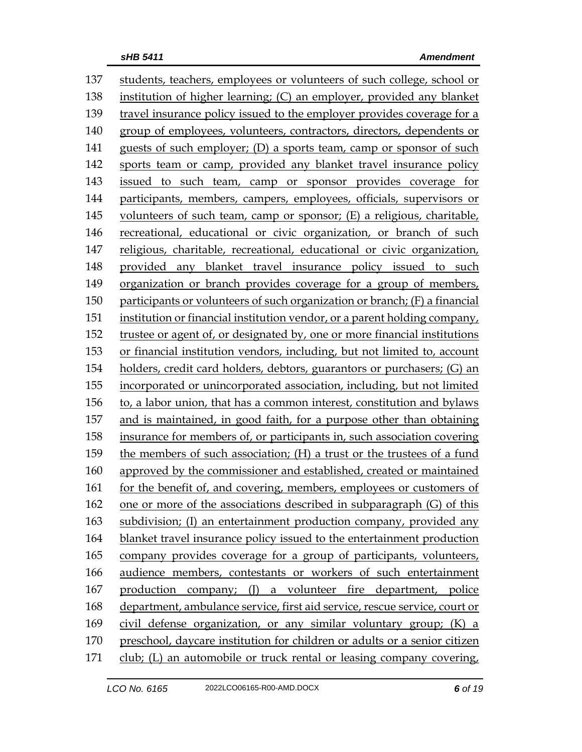students, teachers, employees or volunteers of such college, school or institution of higher learning; (C) an employer, provided any blanket travel insurance policy issued to the employer provides coverage for a group of employees, volunteers, contractors, directors, dependents or guests of such employer; (D) a sports team, camp or sponsor of such sports team or camp, provided any blanket travel insurance policy issued to such team, camp or sponsor provides coverage for participants, members, campers, employees, officials, supervisors or volunteers of such team, camp or sponsor; (E) a religious, charitable, recreational, educational or civic organization, or branch of such religious, charitable, recreational, educational or civic organization, provided any blanket travel insurance policy issued to such organization or branch provides coverage for a group of members, participants or volunteers of such organization or branch; (F) a financial institution or financial institution vendor, or a parent holding company, trustee or agent of, or designated by, one or more financial institutions or financial institution vendors, including, but not limited to, account holders, credit card holders, debtors, guarantors or purchasers; (G) an incorporated or unincorporated association, including, but not limited to, a labor union, that has a common interest, constitution and bylaws and is maintained, in good faith, for a purpose other than obtaining insurance for members of, or participants in, such association covering the members of such association; (H) a trust or the trustees of a fund approved by the commissioner and established, created or maintained for the benefit of, and covering, members, employees or customers of one or more of the associations described in subparagraph (G) of this subdivision; (I) an entertainment production company, provided any blanket travel insurance policy issued to the entertainment production company provides coverage for a group of participants, volunteers, audience members, contestants or workers of such entertainment production company; (J) a volunteer fire department, police department, ambulance service, first aid service, rescue service, court or civil defense organization, or any similar voluntary group; (K) a preschool, daycare institution for children or adults or a senior citizen club; (L) an automobile or truck rental or leasing company covering,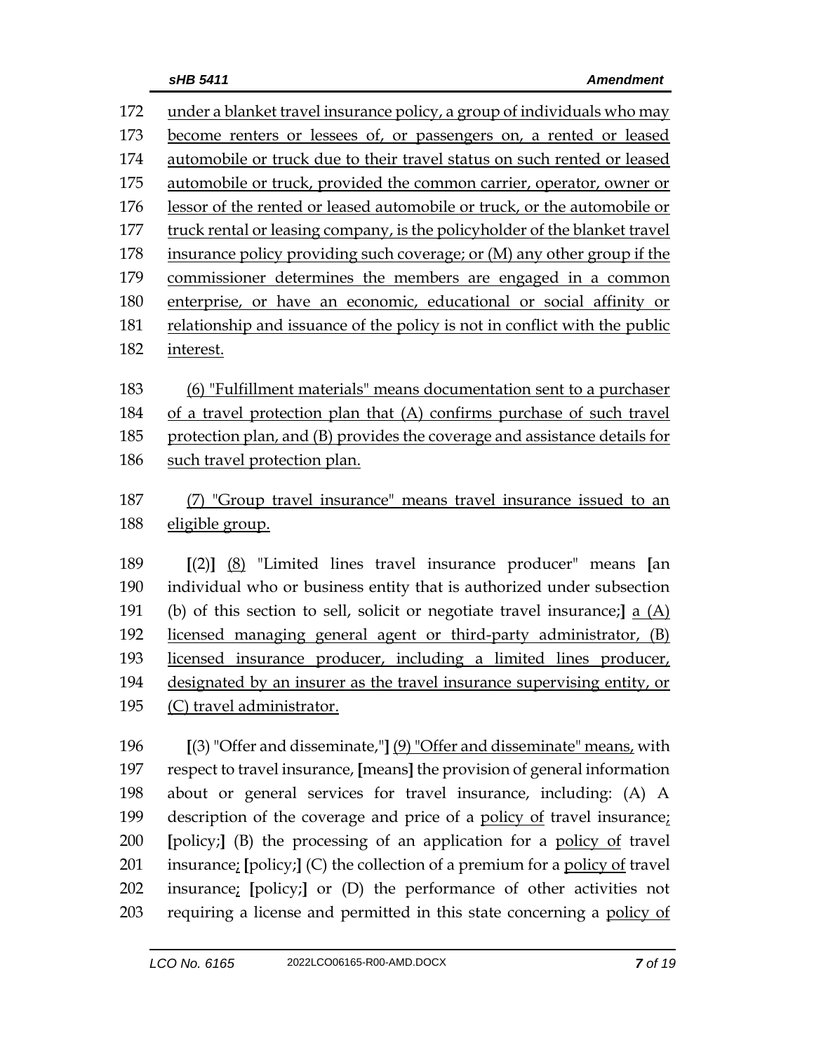172 under a blanket travel insurance policy, a group of individuals who may
173 become renters or lessees of, or passengers on, a rented or leased
174 automobile or truck due to their travel status on such rented or leased
175 automobile or truck, provided the common carrier, operator, owner or
176 lessor of the rented or leased automobile or truck, or the automobile or
177 truck rental or leasing company, is the policyholder of the blanket travel
178 insurance policy providing such coverage; or (M) any other group if the
179 commissioner determines the members are engaged in a common
180 enterprise, or have an economic, educational or social affinity or
181 relationship and issuance of the policy is not in conflict with the public
182 interest.

183 (6) "Fulfillment materials" means documentation sent to a purchaser
184 of a travel protection plan that (A) confirms purchase of such travel
185 protection plan, and (B) provides the coverage and assistance details for
186 such travel protection plan.

187 (7) "Group travel insurance" means travel insurance issued to an
188 eligible group.

189 [(2)] (8) "Limited lines travel insurance producer" means [an
190 individual who or business entity that is authorized under subsection
191 (b) of this section to sell, solicit or negotiate travel insurance;] a (A)
192 licensed managing general agent or third-party administrator, (B)
193 licensed insurance producer, including a limited lines producer,
194 designated by an insurer as the travel insurance supervising entity, or
195 (C) travel administrator.

196 [(3) "Offer and disseminate,"] (9) "Offer and disseminate" means, with
197 respect to travel insurance, [means] the provision of general information
198 about or general services for travel insurance, including: (A) A
199 description of the coverage and price of a policy of travel insurance;
200 [policy;] (B) the processing of an application for a policy of travel
201 insurance; [policy;] (C) the collection of a premium for a policy of travel
202 insurance; [policy;] or (D) the performance of other activities not
203 requiring a license and permitted in this state concerning a policy of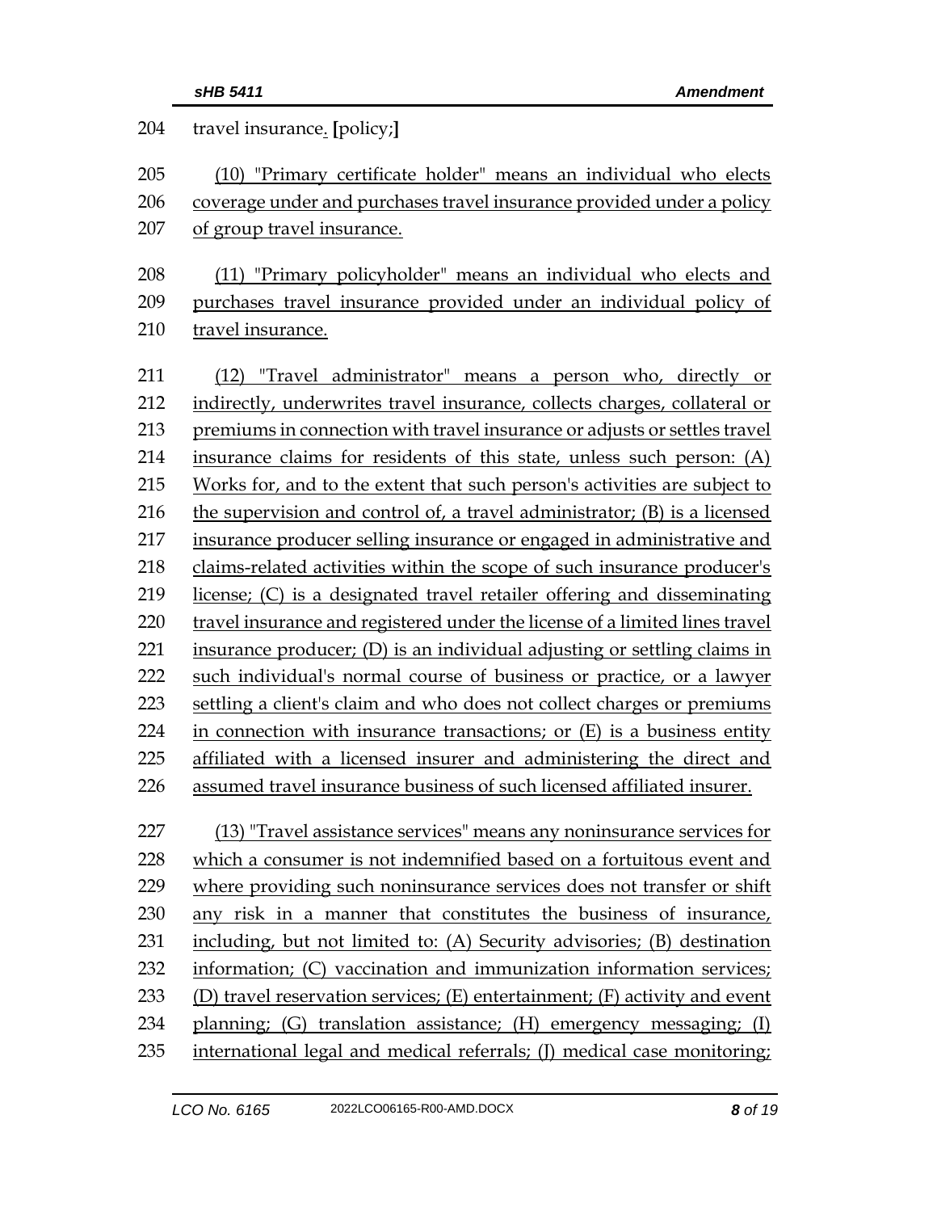travel insurance. [policy;]

(10) "Primary certificate holder" means an individual who elects coverage under and purchases travel insurance provided under a policy of group travel insurance.

(11) "Primary policyholder" means an individual who elects and purchases travel insurance provided under an individual policy of travel insurance.

(12) "Travel administrator" means a person who, directly or indirectly, underwrites travel insurance, collects charges, collateral or premiums in connection with travel insurance or adjusts or settles travel insurance claims for residents of this state, unless such person: (A) Works for, and to the extent that such person's activities are subject to the supervision and control of, a travel administrator; (B) is a licensed insurance producer selling insurance or engaged in administrative and claims-related activities within the scope of such insurance producer's license; (C) is a designated travel retailer offering and disseminating travel insurance and registered under the license of a limited lines travel insurance producer; (D) is an individual adjusting or settling claims in such individual's normal course of business or practice, or a lawyer settling a client's claim and who does not collect charges or premiums in connection with insurance transactions; or (E) is a business entity affiliated with a licensed insurer and administering the direct and assumed travel insurance business of such licensed affiliated insurer.

(13) "Travel assistance services" means any noninsurance services for which a consumer is not indemnified based on a fortuitous event and where providing such noninsurance services does not transfer or shift any risk in a manner that constitutes the business of insurance, including, but not limited to: (A) Security advisories; (B) destination information; (C) vaccination and immunization information services; (D) travel reservation services; (E) entertainment; (F) activity and event planning; (G) translation assistance; (H) emergency messaging; (I) international legal and medical referrals; (J) medical case monitoring;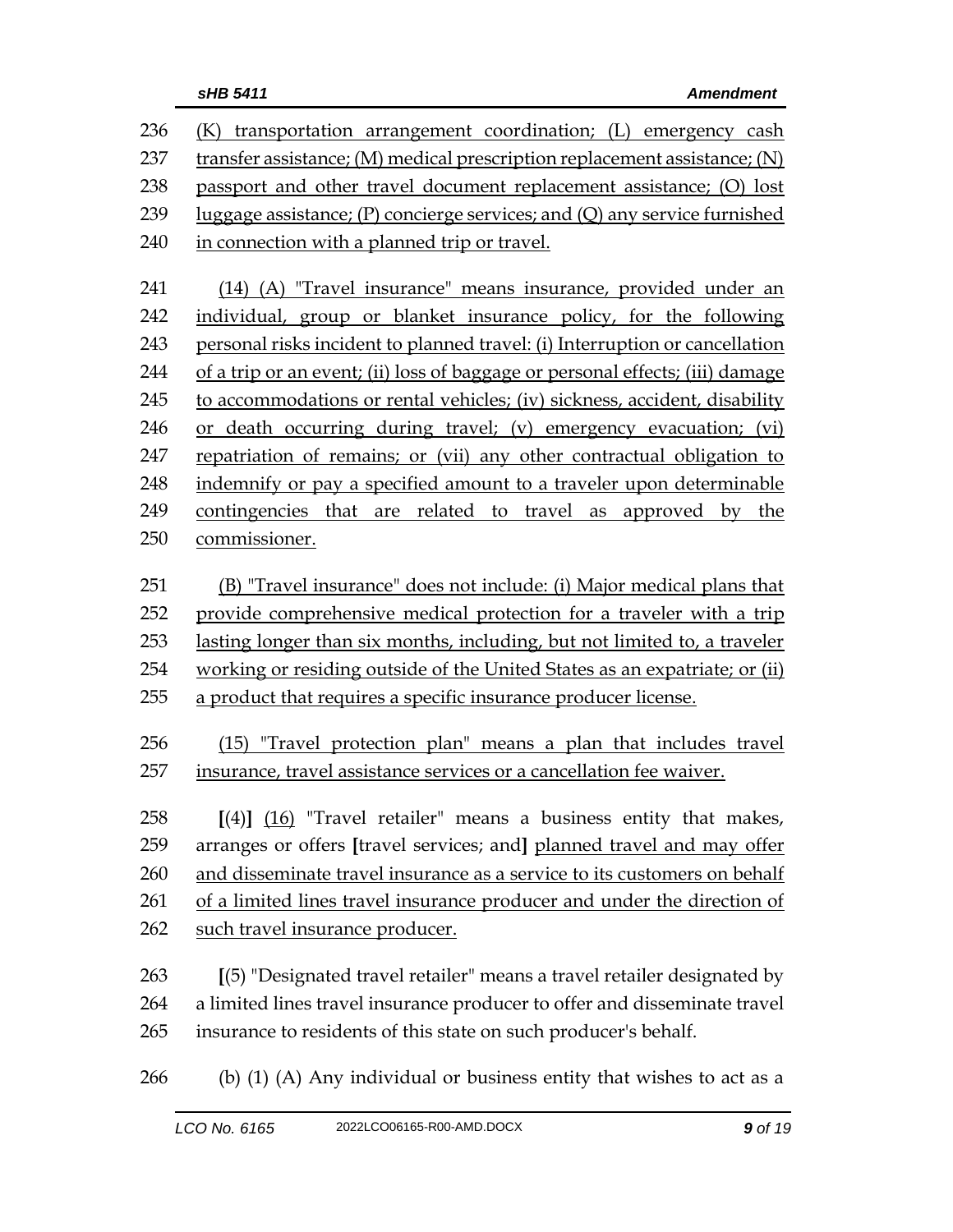(K) transportation arrangement coordination; (L) emergency cash transfer assistance; (M) medical prescription replacement assistance; (N) passport and other travel document replacement assistance; (O) lost luggage assistance; (P) concierge services; and (Q) any service furnished in connection with a planned trip or travel.

(14) (A) "Travel insurance" means insurance, provided under an individual, group or blanket insurance policy, for the following personal risks incident to planned travel: (i) Interruption or cancellation of a trip or an event; (ii) loss of baggage or personal effects; (iii) damage to accommodations or rental vehicles; (iv) sickness, accident, disability or death occurring during travel; (v) emergency evacuation; (vi) repatriation of remains; or (vii) any other contractual obligation to indemnify or pay a specified amount to a traveler upon determinable contingencies that are related to travel as approved by the commissioner.

(B) "Travel insurance" does not include: (i) Major medical plans that provide comprehensive medical protection for a traveler with a trip lasting longer than six months, including, but not limited to, a traveler working or residing outside of the United States as an expatriate; or (ii) a product that requires a specific insurance producer license.

(15) "Travel protection plan" means a plan that includes travel insurance, travel assistance services or a cancellation fee waiver.

**[**(4)**]** (16) "Travel retailer" means a business entity that makes, arranges or offers **[**travel services; and**]** planned travel and may offer and disseminate travel insurance as a service to its customers on behalf of a limited lines travel insurance producer and under the direction of such travel insurance producer.

**[**(5) "Designated travel retailer" means a travel retailer designated by a limited lines travel insurance producer to offer and disseminate travel insurance to residents of this state on such producer's behalf.

(b) (1) (A) Any individual or business entity that wishes to act as a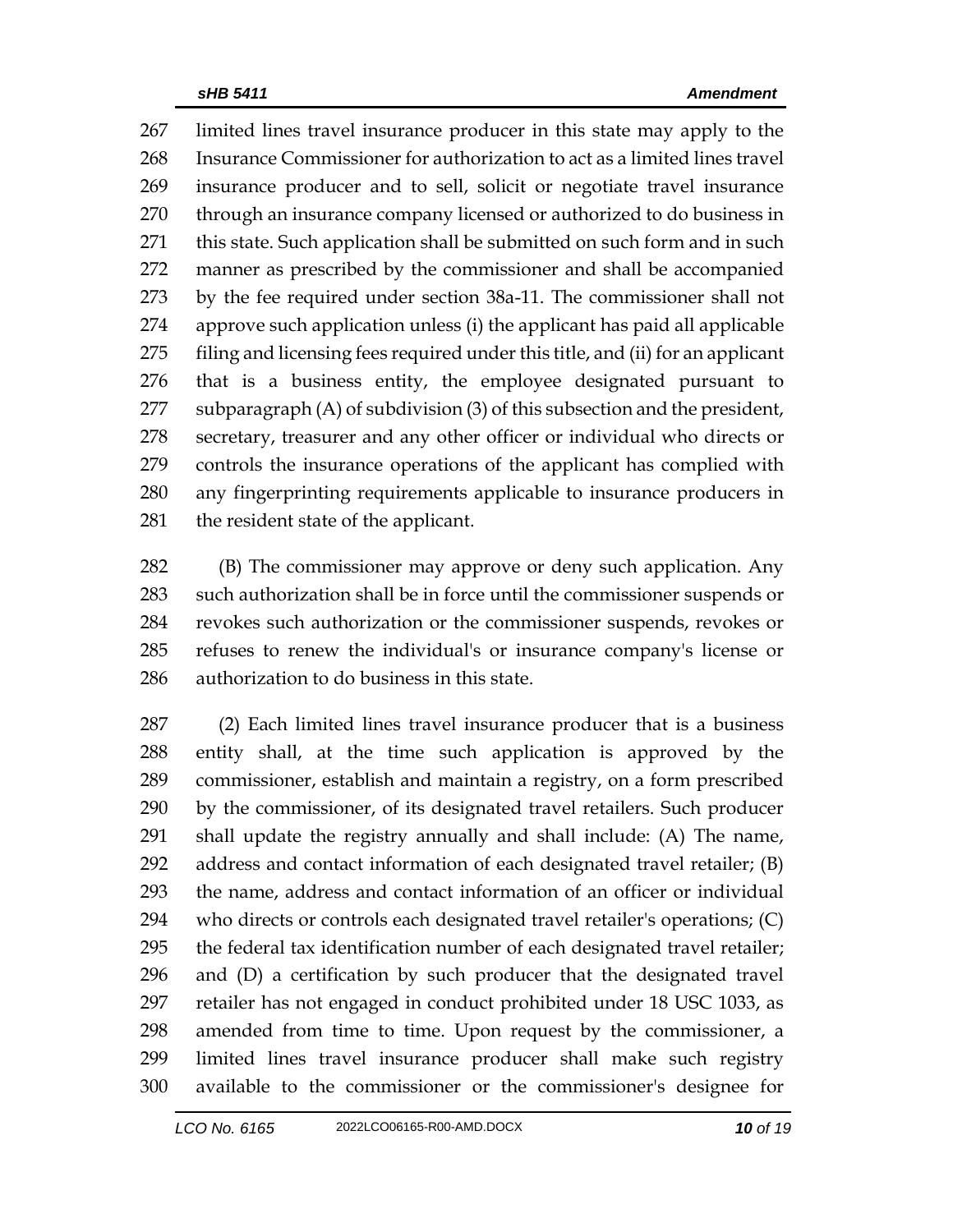limited lines travel insurance producer in this state may apply to the Insurance Commissioner for authorization to act as a limited lines travel insurance producer and to sell, solicit or negotiate travel insurance through an insurance company licensed or authorized to do business in this state. Such application shall be submitted on such form and in such manner as prescribed by the commissioner and shall be accompanied by the fee required under section 38a-11. The commissioner shall not approve such application unless (i) the applicant has paid all applicable filing and licensing fees required under this title, and (ii) for an applicant that is a business entity, the employee designated pursuant to subparagraph (A) of subdivision (3) of this subsection and the president, secretary, treasurer and any other officer or individual who directs or controls the insurance operations of the applicant has complied with any fingerprinting requirements applicable to insurance producers in the resident state of the applicant.

(B) The commissioner may approve or deny such application. Any such authorization shall be in force until the commissioner suspends or revokes such authorization or the commissioner suspends, revokes or refuses to renew the individual's or insurance company's license or authorization to do business in this state.

(2) Each limited lines travel insurance producer that is a business entity shall, at the time such application is approved by the commissioner, establish and maintain a registry, on a form prescribed by the commissioner, of its designated travel retailers. Such producer shall update the registry annually and shall include: (A) The name, address and contact information of each designated travel retailer; (B) the name, address and contact information of an officer or individual who directs or controls each designated travel retailer's operations; (C) the federal tax identification number of each designated travel retailer; and (D) a certification by such producer that the designated travel retailer has not engaged in conduct prohibited under 18 USC 1033, as amended from time to time. Upon request by the commissioner, a limited lines travel insurance producer shall make such registry available to the commissioner or the commissioner's designee for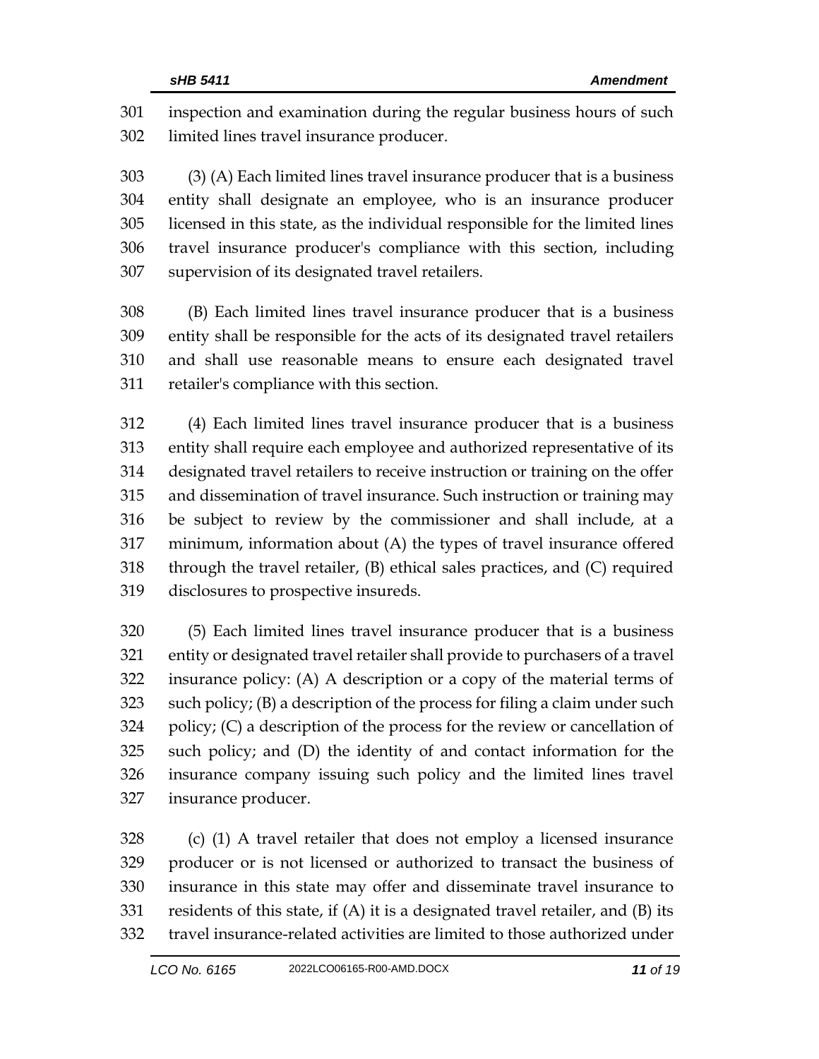inspection and examination during the regular business hours of such limited lines travel insurance producer.

(3) (A) Each limited lines travel insurance producer that is a business entity shall designate an employee, who is an insurance producer licensed in this state, as the individual responsible for the limited lines travel insurance producer's compliance with this section, including supervision of its designated travel retailers.

(B) Each limited lines travel insurance producer that is a business entity shall be responsible for the acts of its designated travel retailers and shall use reasonable means to ensure each designated travel retailer's compliance with this section.

(4) Each limited lines travel insurance producer that is a business entity shall require each employee and authorized representative of its designated travel retailers to receive instruction or training on the offer and dissemination of travel insurance. Such instruction or training may be subject to review by the commissioner and shall include, at a minimum, information about (A) the types of travel insurance offered through the travel retailer, (B) ethical sales practices, and (C) required disclosures to prospective insureds.

(5) Each limited lines travel insurance producer that is a business entity or designated travel retailer shall provide to purchasers of a travel insurance policy: (A) A description or a copy of the material terms of such policy; (B) a description of the process for filing a claim under such policy; (C) a description of the process for the review or cancellation of such policy; and (D) the identity of and contact information for the insurance company issuing such policy and the limited lines travel insurance producer.

(c) (1) A travel retailer that does not employ a licensed insurance producer or is not licensed or authorized to transact the business of insurance in this state may offer and disseminate travel insurance to residents of this state, if (A) it is a designated travel retailer, and (B) its travel insurance-related activities are limited to those authorized under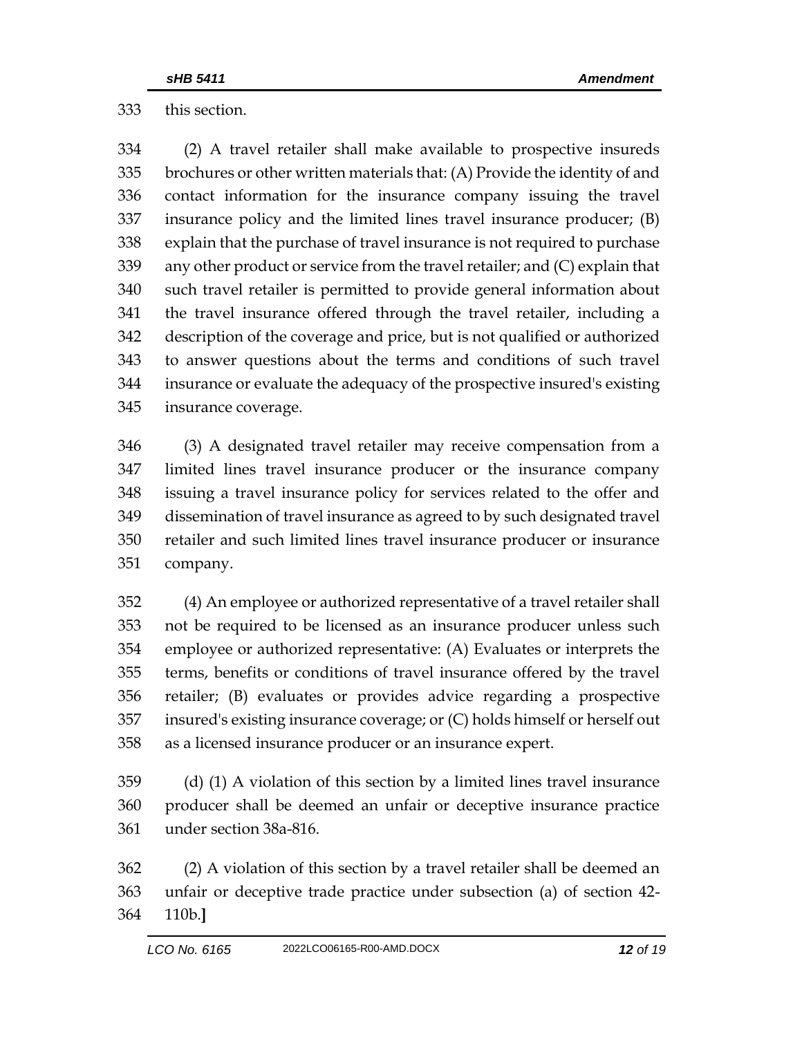this section.

(2) A travel retailer shall make available to prospective insureds brochures or other written materials that: (A) Provide the identity of and contact information for the insurance company issuing the travel insurance policy and the limited lines travel insurance producer; (B) explain that the purchase of travel insurance is not required to purchase any other product or service from the travel retailer; and (C) explain that such travel retailer is permitted to provide general information about the travel insurance offered through the travel retailer, including a description of the coverage and price, but is not qualified or authorized to answer questions about the terms and conditions of such travel insurance or evaluate the adequacy of the prospective insured's existing insurance coverage.

(3) A designated travel retailer may receive compensation from a limited lines travel insurance producer or the insurance company issuing a travel insurance policy for services related to the offer and dissemination of travel insurance as agreed to by such designated travel retailer and such limited lines travel insurance producer or insurance company.

(4) An employee or authorized representative of a travel retailer shall not be required to be licensed as an insurance producer unless such employee or authorized representative: (A) Evaluates or interprets the terms, benefits or conditions of travel insurance offered by the travel retailer; (B) evaluates or provides advice regarding a prospective insured's existing insurance coverage; or (C) holds himself or herself out as a licensed insurance producer or an insurance expert.

(d) (1) A violation of this section by a limited lines travel insurance producer shall be deemed an unfair or deceptive insurance practice under section 38a-816.

(2) A violation of this section by a travel retailer shall be deemed an unfair or deceptive trade practice under subsection (a) of section 42-110b.**]**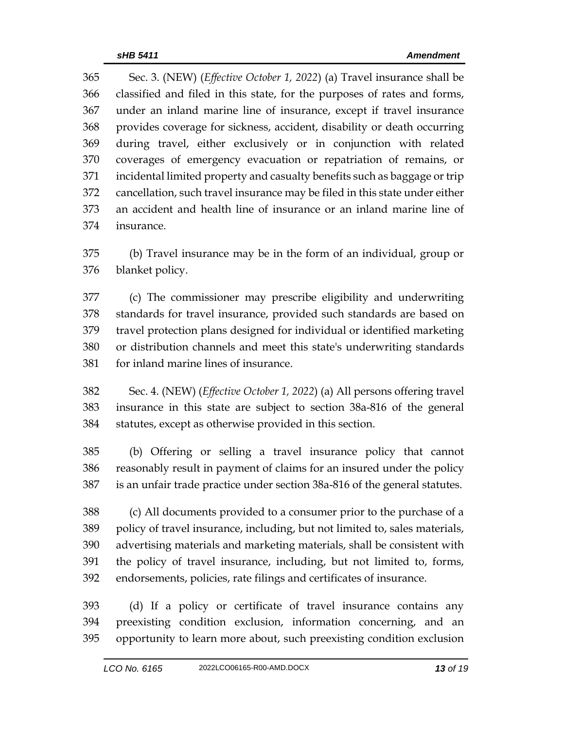Sec. 3. (NEW) (*Effective October 1, 2022*) (a) Travel insurance shall be classified and filed in this state, for the purposes of rates and forms, under an inland marine line of insurance, except if travel insurance provides coverage for sickness, accident, disability or death occurring during travel, either exclusively or in conjunction with related coverages of emergency evacuation or repatriation of remains, or incidental limited property and casualty benefits such as baggage or trip cancellation, such travel insurance may be filed in this state under either an accident and health line of insurance or an inland marine line of insurance.

(b) Travel insurance may be in the form of an individual, group or blanket policy.

(c) The commissioner may prescribe eligibility and underwriting standards for travel insurance, provided such standards are based on travel protection plans designed for individual or identified marketing or distribution channels and meet this state's underwriting standards for inland marine lines of insurance.

Sec. 4. (NEW) (*Effective October 1, 2022*) (a) All persons offering travel insurance in this state are subject to section 38a-816 of the general statutes, except as otherwise provided in this section.

(b) Offering or selling a travel insurance policy that cannot reasonably result in payment of claims for an insured under the policy is an unfair trade practice under section 38a-816 of the general statutes.

(c) All documents provided to a consumer prior to the purchase of a policy of travel insurance, including, but not limited to, sales materials, advertising materials and marketing materials, shall be consistent with the policy of travel insurance, including, but not limited to, forms, endorsements, policies, rate filings and certificates of insurance.

(d) If a policy or certificate of travel insurance contains any preexisting condition exclusion, information concerning, and an opportunity to learn more about, such preexisting condition exclusion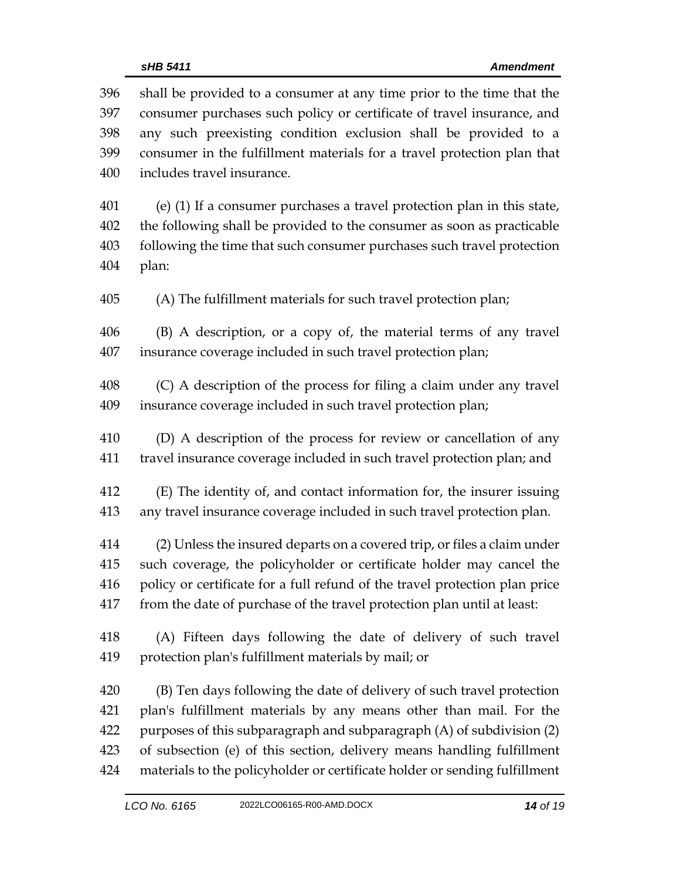shall be provided to a consumer at any time prior to the time that the consumer purchases such policy or certificate of travel insurance, and any such preexisting condition exclusion shall be provided to a consumer in the fulfillment materials for a travel protection plan that includes travel insurance.

(e) (1) If a consumer purchases a travel protection plan in this state, the following shall be provided to the consumer as soon as practicable following the time that such consumer purchases such travel protection plan:

(A) The fulfillment materials for such travel protection plan;

(B) A description, or a copy of, the material terms of any travel insurance coverage included in such travel protection plan;

(C) A description of the process for filing a claim under any travel insurance coverage included in such travel protection plan;

(D) A description of the process for review or cancellation of any travel insurance coverage included in such travel protection plan; and

(E) The identity of, and contact information for, the insurer issuing any travel insurance coverage included in such travel protection plan.

(2) Unless the insured departs on a covered trip, or files a claim under such coverage, the policyholder or certificate holder may cancel the policy or certificate for a full refund of the travel protection plan price from the date of purchase of the travel protection plan until at least:

(A) Fifteen days following the date of delivery of such travel protection plan's fulfillment materials by mail; or

(B) Ten days following the date of delivery of such travel protection plan's fulfillment materials by any means other than mail. For the purposes of this subparagraph and subparagraph (A) of subdivision (2) of subsection (e) of this section, delivery means handling fulfillment materials to the policyholder or certificate holder or sending fulfillment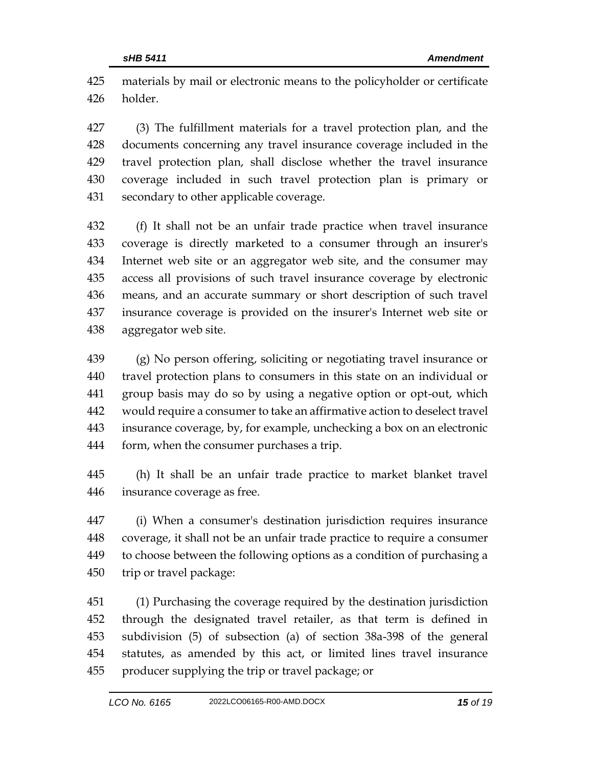materials by mail or electronic means to the policyholder or certificate holder.

(3) The fulfillment materials for a travel protection plan, and the documents concerning any travel insurance coverage included in the travel protection plan, shall disclose whether the travel insurance coverage included in such travel protection plan is primary or secondary to other applicable coverage.

(f) It shall not be an unfair trade practice when travel insurance coverage is directly marketed to a consumer through an insurer's Internet web site or an aggregator web site, and the consumer may access all provisions of such travel insurance coverage by electronic means, and an accurate summary or short description of such travel insurance coverage is provided on the insurer's Internet web site or aggregator web site.

(g) No person offering, soliciting or negotiating travel insurance or travel protection plans to consumers in this state on an individual or group basis may do so by using a negative option or opt-out, which would require a consumer to take an affirmative action to deselect travel insurance coverage, by, for example, unchecking a box on an electronic form, when the consumer purchases a trip.

(h) It shall be an unfair trade practice to market blanket travel insurance coverage as free.

(i) When a consumer's destination jurisdiction requires insurance coverage, it shall not be an unfair trade practice to require a consumer to choose between the following options as a condition of purchasing a trip or travel package:

(1) Purchasing the coverage required by the destination jurisdiction through the designated travel retailer, as that term is defined in subdivision (5) of subsection (a) of section 38a-398 of the general statutes, as amended by this act, or limited lines travel insurance producer supplying the trip or travel package; or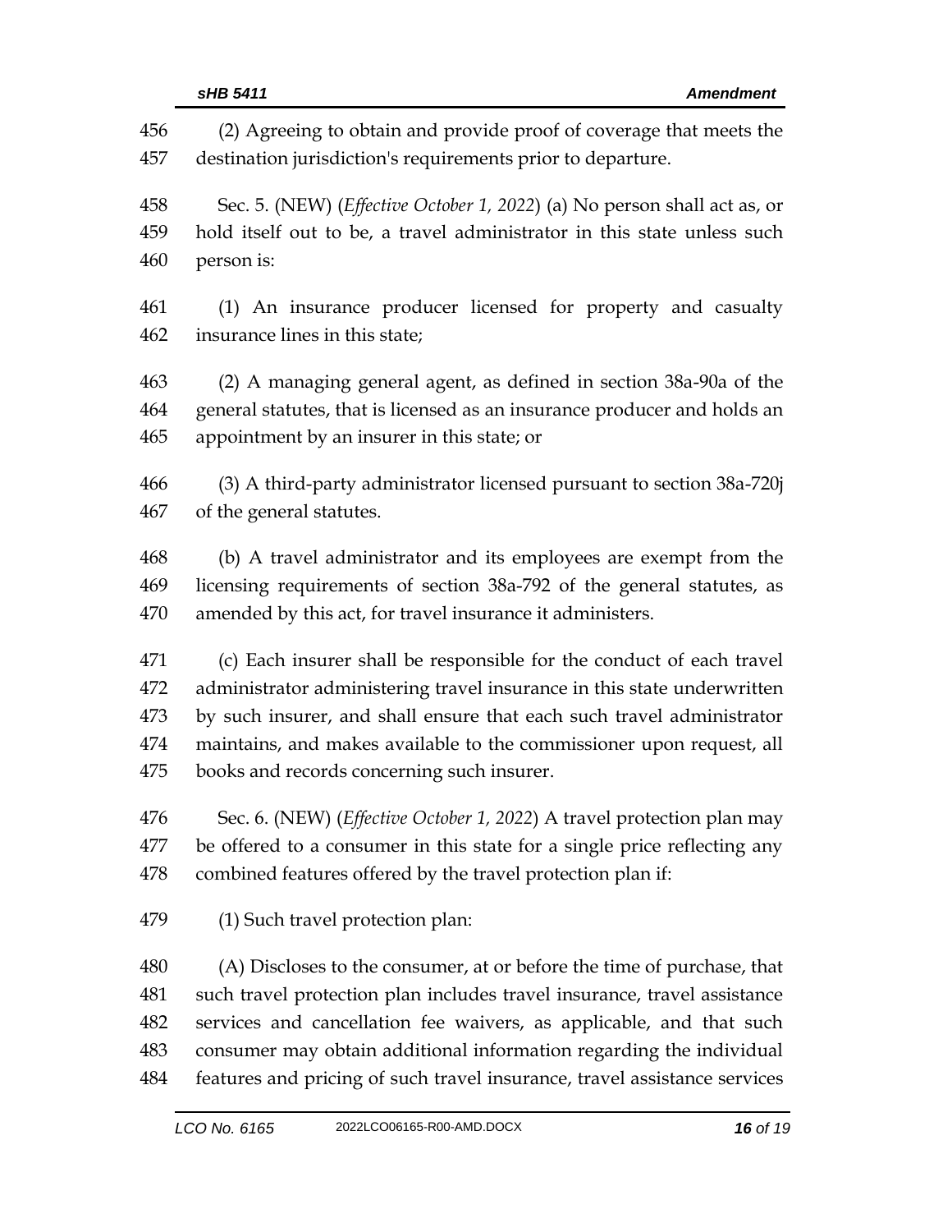(2) Agreeing to obtain and provide proof of coverage that meets the destination jurisdiction's requirements prior to departure.

Sec. 5. (NEW) (*Effective October 1, 2022*) (a) No person shall act as, or hold itself out to be, a travel administrator in this state unless such person is:

(1) An insurance producer licensed for property and casualty insurance lines in this state;

(2) A managing general agent, as defined in section 38a-90a of the general statutes, that is licensed as an insurance producer and holds an appointment by an insurer in this state; or

(3) A third-party administrator licensed pursuant to section 38a-720j of the general statutes.

(b) A travel administrator and its employees are exempt from the licensing requirements of section 38a-792 of the general statutes, as amended by this act, for travel insurance it administers.

(c) Each insurer shall be responsible for the conduct of each travel administrator administering travel insurance in this state underwritten by such insurer, and shall ensure that each such travel administrator maintains, and makes available to the commissioner upon request, all books and records concerning such insurer.

Sec. 6. (NEW) (*Effective October 1, 2022*) A travel protection plan may be offered to a consumer in this state for a single price reflecting any combined features offered by the travel protection plan if:

(1) Such travel protection plan:

(A) Discloses to the consumer, at or before the time of purchase, that such travel protection plan includes travel insurance, travel assistance services and cancellation fee waivers, as applicable, and that such consumer may obtain additional information regarding the individual features and pricing of such travel insurance, travel assistance services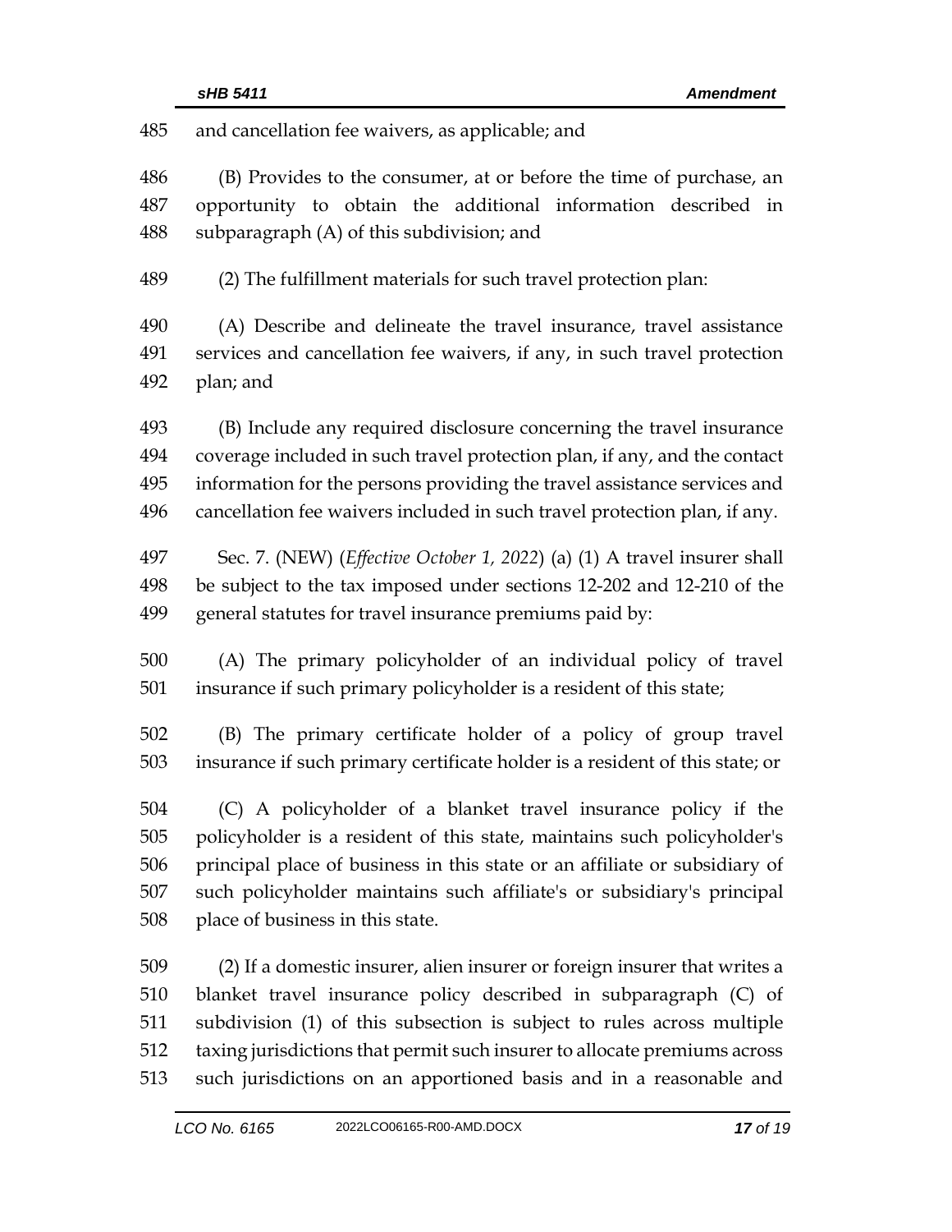and cancellation fee waivers, as applicable; and

(B) Provides to the consumer, at or before the time of purchase, an opportunity to obtain the additional information described in subparagraph (A) of this subdivision; and

(2) The fulfillment materials for such travel protection plan:

(A) Describe and delineate the travel insurance, travel assistance services and cancellation fee waivers, if any, in such travel protection plan; and

(B) Include any required disclosure concerning the travel insurance coverage included in such travel protection plan, if any, and the contact information for the persons providing the travel assistance services and cancellation fee waivers included in such travel protection plan, if any.

Sec. 7. (NEW) (*Effective October 1, 2022*) (a) (1) A travel insurer shall be subject to the tax imposed under sections 12-202 and 12-210 of the general statutes for travel insurance premiums paid by:

(A) The primary policyholder of an individual policy of travel insurance if such primary policyholder is a resident of this state;

(B) The primary certificate holder of a policy of group travel insurance if such primary certificate holder is a resident of this state; or

(C) A policyholder of a blanket travel insurance policy if the policyholder is a resident of this state, maintains such policyholder's principal place of business in this state or an affiliate or subsidiary of such policyholder maintains such affiliate's or subsidiary's principal place of business in this state.

(2) If a domestic insurer, alien insurer or foreign insurer that writes a blanket travel insurance policy described in subparagraph (C) of subdivision (1) of this subsection is subject to rules across multiple taxing jurisdictions that permit such insurer to allocate premiums across such jurisdictions on an apportioned basis and in a reasonable and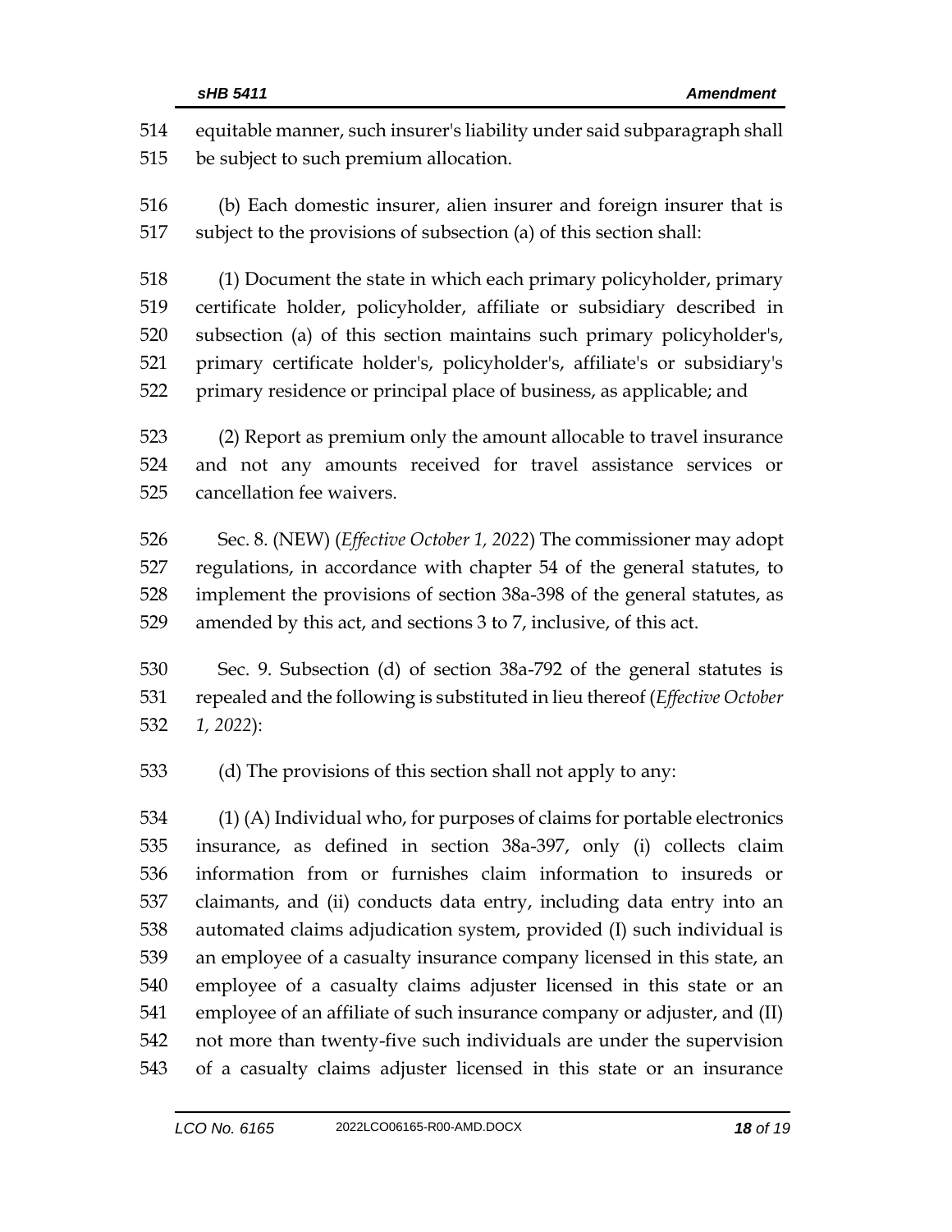equitable manner, such insurer's liability under said subparagraph shall be subject to such premium allocation.

(b) Each domestic insurer, alien insurer and foreign insurer that is subject to the provisions of subsection (a) of this section shall:

(1) Document the state in which each primary policyholder, primary certificate holder, policyholder, affiliate or subsidiary described in subsection (a) of this section maintains such primary policyholder's, primary certificate holder's, policyholder's, affiliate's or subsidiary's primary residence or principal place of business, as applicable; and

(2) Report as premium only the amount allocable to travel insurance and not any amounts received for travel assistance services or cancellation fee waivers.

Sec. 8. (NEW) (*Effective October 1, 2022*) The commissioner may adopt regulations, in accordance with chapter 54 of the general statutes, to implement the provisions of section 38a-398 of the general statutes, as amended by this act, and sections 3 to 7, inclusive, of this act.

Sec. 9. Subsection (d) of section 38a-792 of the general statutes is repealed and the following is substituted in lieu thereof (*Effective October 1, 2022*):

(d) The provisions of this section shall not apply to any:

(1) (A) Individual who, for purposes of claims for portable electronics insurance, as defined in section 38a-397, only (i) collects claim information from or furnishes claim information to insureds or claimants, and (ii) conducts data entry, including data entry into an automated claims adjudication system, provided (I) such individual is an employee of a casualty insurance company licensed in this state, an employee of a casualty claims adjuster licensed in this state or an employee of an affiliate of such insurance company or adjuster, and (II) not more than twenty-five such individuals are under the supervision of a casualty claims adjuster licensed in this state or an insurance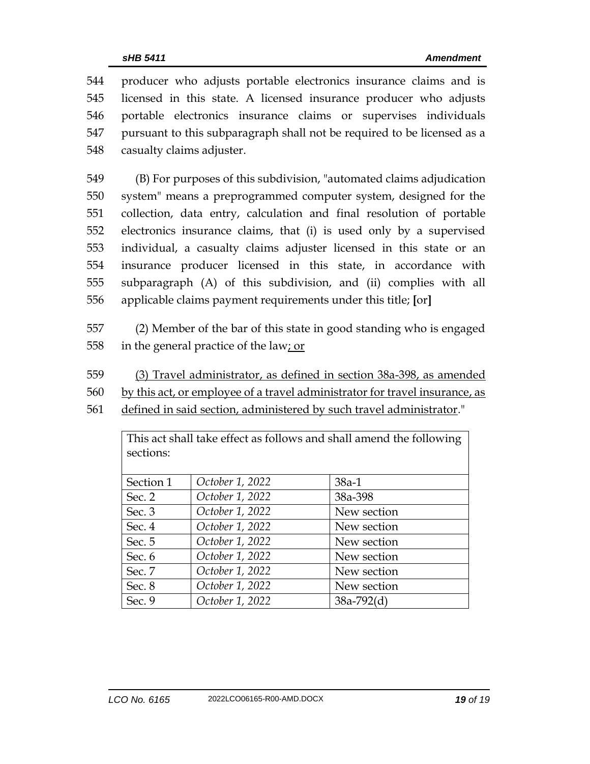544 producer who adjusts portable electronics insurance claims and is
545 licensed in this state. A licensed insurance producer who adjusts
546 portable electronics insurance claims or supervises individuals
547 pursuant to this subparagraph shall not be required to be licensed as a
548 casualty claims adjuster.

549 (B) For purposes of this subdivision, "automated claims adjudication
550 system" means a preprogrammed computer system, designed for the
551 collection, data entry, calculation and final resolution of portable
552 electronics insurance claims, that (i) is used only by a supervised
553 individual, a casualty claims adjuster licensed in this state or an
554 insurance producer licensed in this state, in accordance with
555 subparagraph (A) of this subdivision, and (ii) complies with all
556 applicable claims payment requirements under this title; **[**or**]**

557 (2) Member of the bar of this state in good standing who is engaged
558 in the general practice of the law<u>; or</u>

559 <u>(3) Travel administrator, as defined in section 38a-398, as amended</u>
560 <u>by this act, or employee of a travel administrator for travel insurance, as</u>
561 <u>defined in said section, administered by such travel administrator</u>."

| This act shall take effect as follows and shall amend the following sections: | | |
|---|---|---|
| Section 1 | *October 1, 2022* | 38a-1 |
| Sec. 2 | *October 1, 2022* | 38a-398 |
| Sec. 3 | *October 1, 2022* | New section |
| Sec. 4 | *October 1, 2022* | New section |
| Sec. 5 | *October 1, 2022* | New section |
| Sec. 6 | *October 1, 2022* | New section |
| Sec. 7 | *October 1, 2022* | New section |
| Sec. 8 | *October 1, 2022* | New section |
| Sec. 9 | *October 1, 2022* | 38a-792(d) |